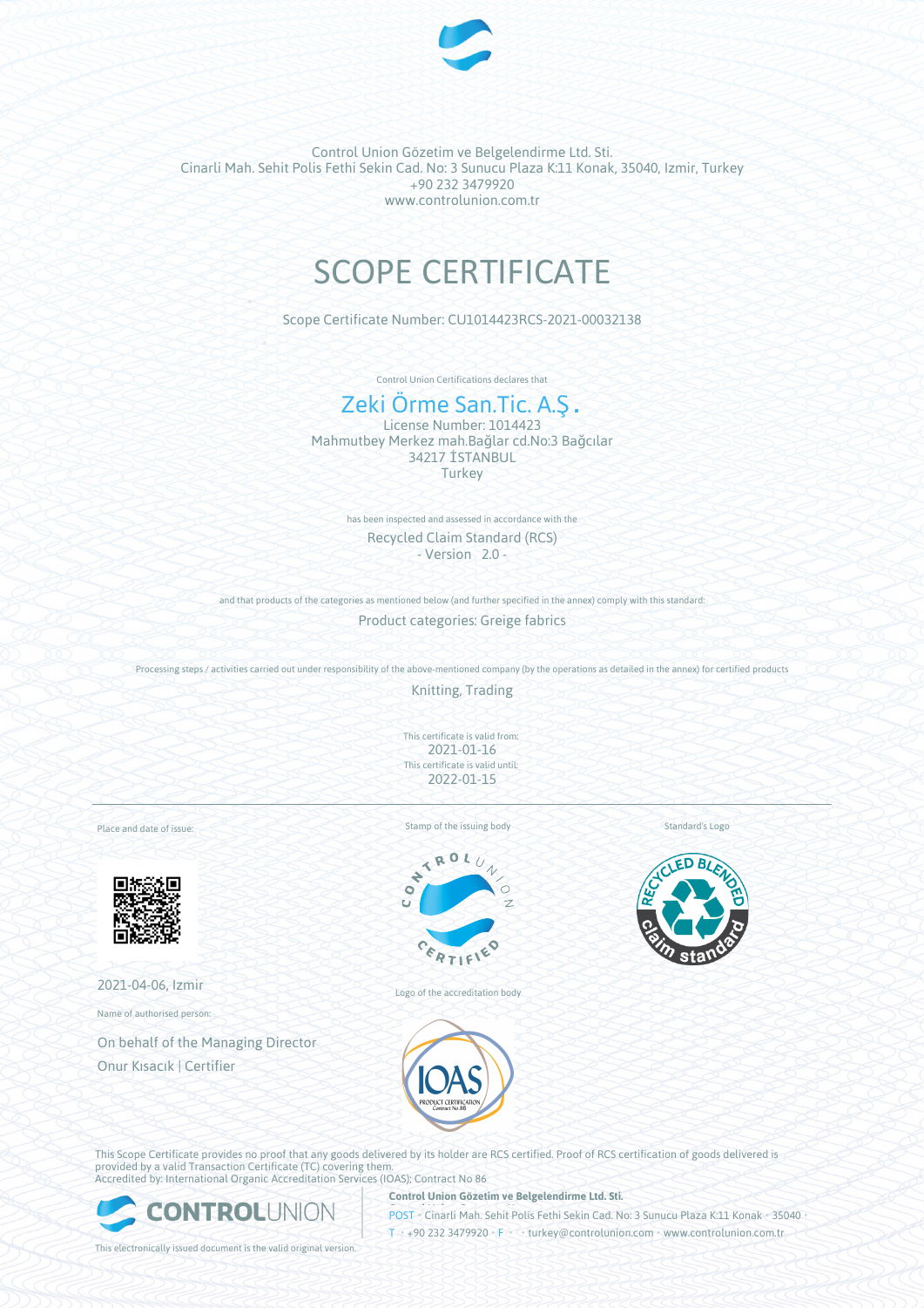Control Union Gözetim ve Belgelendirme Ltd. Sti.
Cinarli Mah. Sehit Polis Fethi Sekin Cad. No: 3 Sunucu Plaza K:11 Konak, 35040, Izmir, Turkey
+90 232 3479920
www.controlunion.com.tr

# SCOPE CERTIFICATE

Scope Certificate Number: CU1014423RCS-2021-00032138

Control Union Certifications declares that

## Zeki Örme San.Tic. A.Ş.

License Number: 1014423
Mahmutbey Merkez mah.Bağlar cd.No:3 Bağcılar
34217 İSTANBUL
Turkey

has been inspected and assessed in accordance with the

Recycled Claim Standard (RCS)
- Version 2.0 -

and that products of the categories as mentioned below (and further specified in the annex) comply with this standard:

Product categories: Greige fabrics

Processing steps / activities carried out under responsibility of the above-mentioned company (by the operations as detailed in the annex) for certified products

Knitting, Trading

This certificate is valid from:
2021-01-16
This certificate is valid until:
2022-01-15

Place and date of issue:

2021-04-06, Izmir

Name of authorised person:

On behalf of the Managing Director
Onur Kısacık | Certifier

Stamp of the issuing body

Logo of the accreditation body

Standard's Logo

This Scope Certificate provides no proof that any goods delivered by its holder are RCS certified. Proof of RCS certification of goods delivered is provided by a valid Transaction Certificate (TC) covering them.
Accredited by: International Organic Accreditation Services (IOAS); Contract No 86

**Control Union Gözetim ve Belgelendirme Ltd. Sti.**
POST • Cinarli Mah. Sehit Polis Fethi Sekin Cad. No: 3 Sunucu Plaza K:11 Konak • 35040 •
T • +90 232 3479920 • F • • turkey@controlunion.com • www.controlunion.com.tr

This electronically issued document is the valid original version.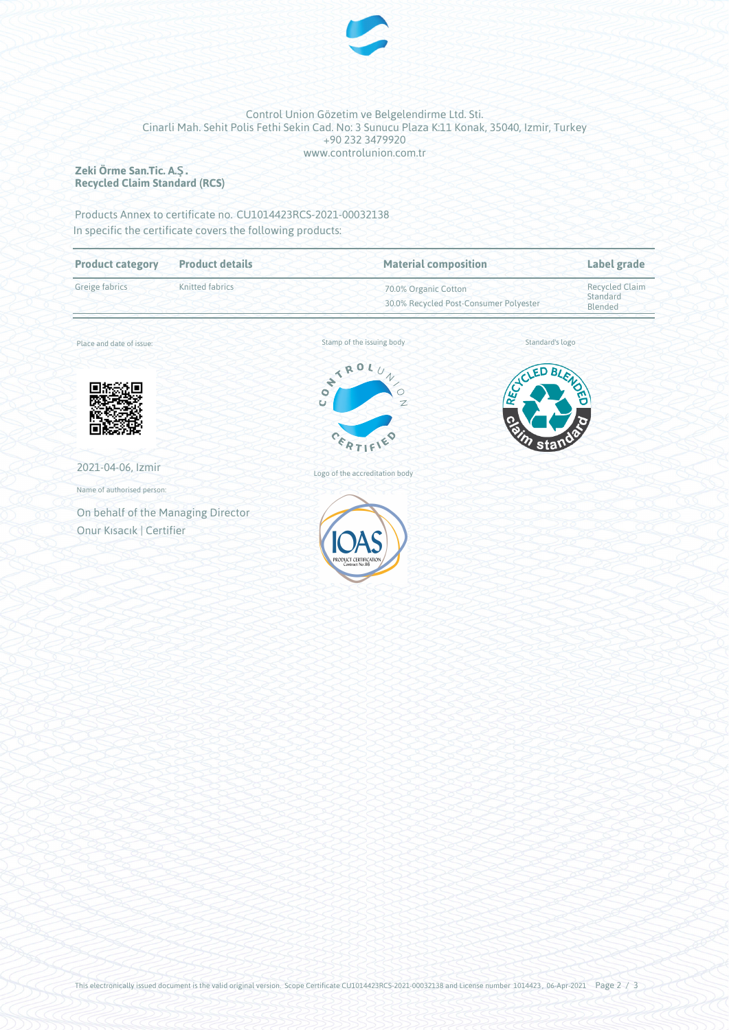Control Union Gözetim ve Belgelendirme Ltd. Sti.
Cinarli Mah. Sehit Polis Fethi Sekin Cad. No: 3 Sunucu Plaza K:11 Konak, 35040, Izmir, Turkey
+90 232 3479920
www.controlunion.com.tr

**Zeki Örme San.Tic. A.Ş .**
**Recycled Claim Standard (RCS)**

Products Annex to certificate no. CU1014423RCS-2021-00032138
In specific the certificate covers the following products:

| Product category | Product details | Material composition | Label grade |
|---|---|---|---|
| Greige fabrics | Knitted fabrics | 70.0% Organic Cotton<br>30.0% Recycled Post-Consumer Polyester | Recycled Claim Standard Blended |

Place and date of issue:

2021-04-06, Izmir

Name of authorised person:

On behalf of the Managing Director
Onur Kısacık | Certifier

Stamp of the issuing body

Logo of the accreditation body

Standard's logo

This electronically issued document is the valid original version. Scope Certificate CU1014423RCS-2021-00032138 and License number 1014423, 06-Apr-2021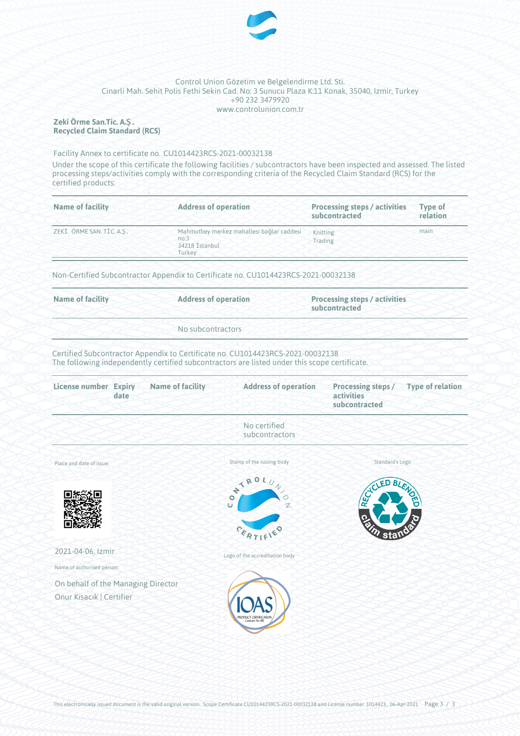Control Union Gözetim ve Belgelendirme Ltd. Sti.
Cinarli Mah. Sehit Polis Fethi Sekin Cad. No: 3 Sunucu Plaza K:11 Konak, 35040, Izmir, Turkey
+90 232 3479920
www.controlunion.com.tr

**Zeki Örme San.Tic. A.Ş.**
**Recycled Claim Standard (RCS)**

Facility Annex to certificate no. CU1014423RCS-2021-00032138

Under the scope of this certificate the following facilities / subcontractors have been inspected and assessed. The listed processing steps/activities comply with the corresponding criteria of the Recycled Claim Standard (RCS) for the certified products:

| Name of facility | Address of operation | Processing steps / activities subcontracted | Type of relation |
|---|---|---|---|
| ZEKİ ÖRME SAN. TİC. A.Ş. | Mahmutbey merkez mahallesi bağlar caddesi no:3<br>34218 İstanbul<br>Turkey | Knitting<br>Trading | main |

Non-Certified Subcontractor Appendix to Certificate no. CU1014423RCS-2021-00032138

| Name of facility | Address of operation | Processing steps / activities subcontracted |
|---|---|---|
| | No subcontractors | |

Certified Subcontractor Appendix to Certificate no. CU1014423RCS-2021-00032138
The following independently certified subcontractors are listed under this scope certificate.

| License number | Expiry date | Name of facility | Address of operation | Processing steps / activities subcontracted | Type of relation |
|---|---|---|---|---|---|
| | | | No certified subcontractors | | |

Place and date of issue:

2021-04-06, Izmir

Name of authorised person:

On behalf of the Managing Director
Onur Kısacık | Certifier

Stamp of the issuing body

Logo of the accreditation body

Standard's Logo

This electronically issued document is the valid original version. Scope Certificate CU1014423RCS-2021-00032138 and License number 1014423, 06-Apr-2021